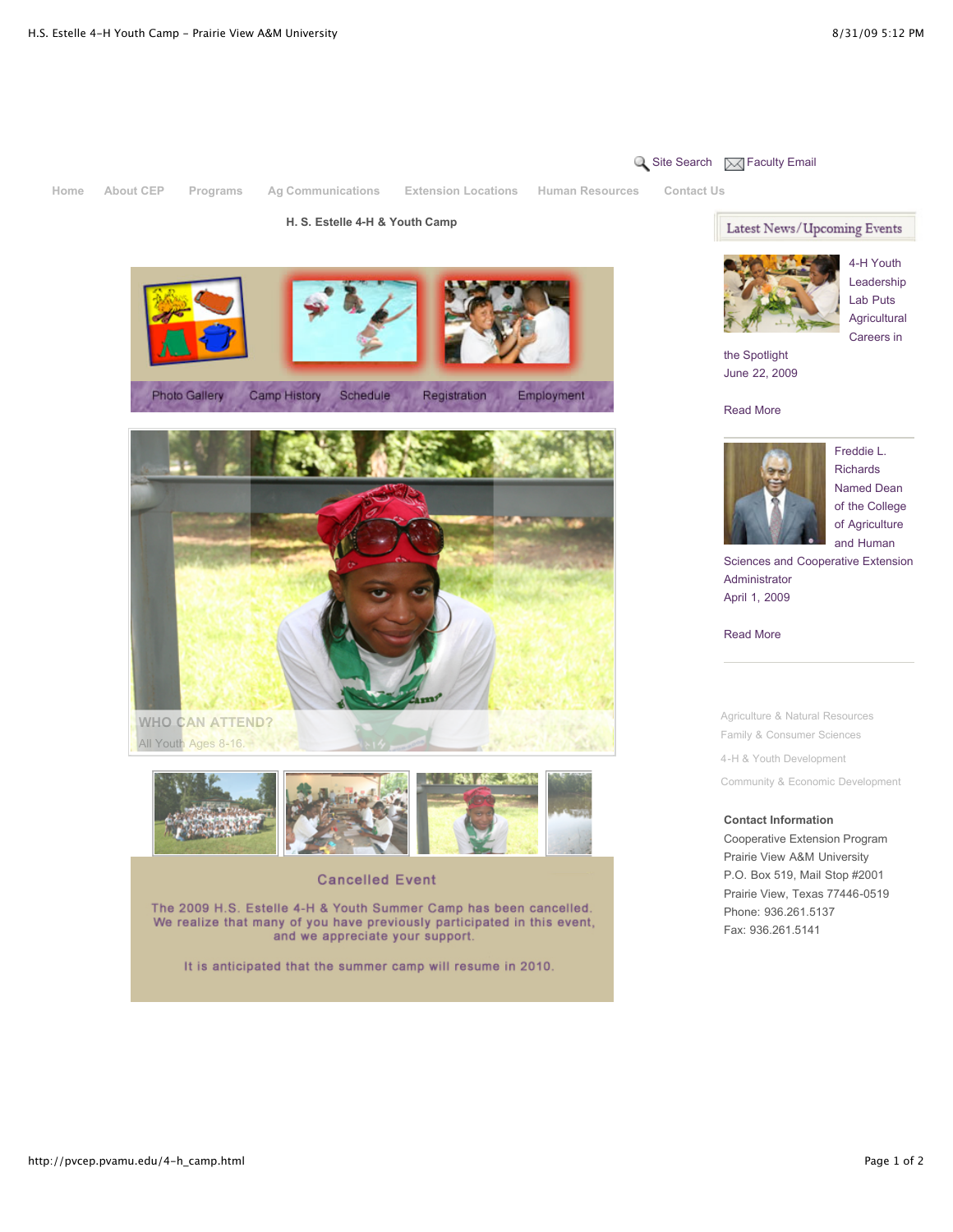Site Search | Faculty Email

Home | About CEP | Programs | Ag Communications | Extension Locations | Human Resources | Contact Us

# H. S. Estelle 4-H & Youth Camp

Photo Gallery | Camp History | Schedule | Registration | Employment

**WHO CAN ATTEND?**

All Youth Ages 8-16.

## Cancelled Event

The 2009 H.S. Estelle 4-H & Youth Summer Camp has been cancelled. We realize that many of you have previously participated in this event, and we appreciate your support.

It is anticipated that the summer camp will resume in 2010.

## Latest News/Upcoming Events

4-H Youth Leadership Lab Puts Agricultural Careers in the Spotlight
June 22, 2009

Read More

Freddie L. Richards Named Dean of the College of Agriculture and Human Sciences and Cooperative Extension Administrator
April 1, 2009

Read More

Agriculture & Natural Resources
Family & Consumer Sciences
4-H & Youth Development
Community & Economic Development

**Contact Information**
Cooperative Extension Program
Prairie View A&M University
P.O. Box 519, Mail Stop #2001
Prairie View, Texas 77446-0519
Phone: 936.261.5137
Fax: 936.261.5141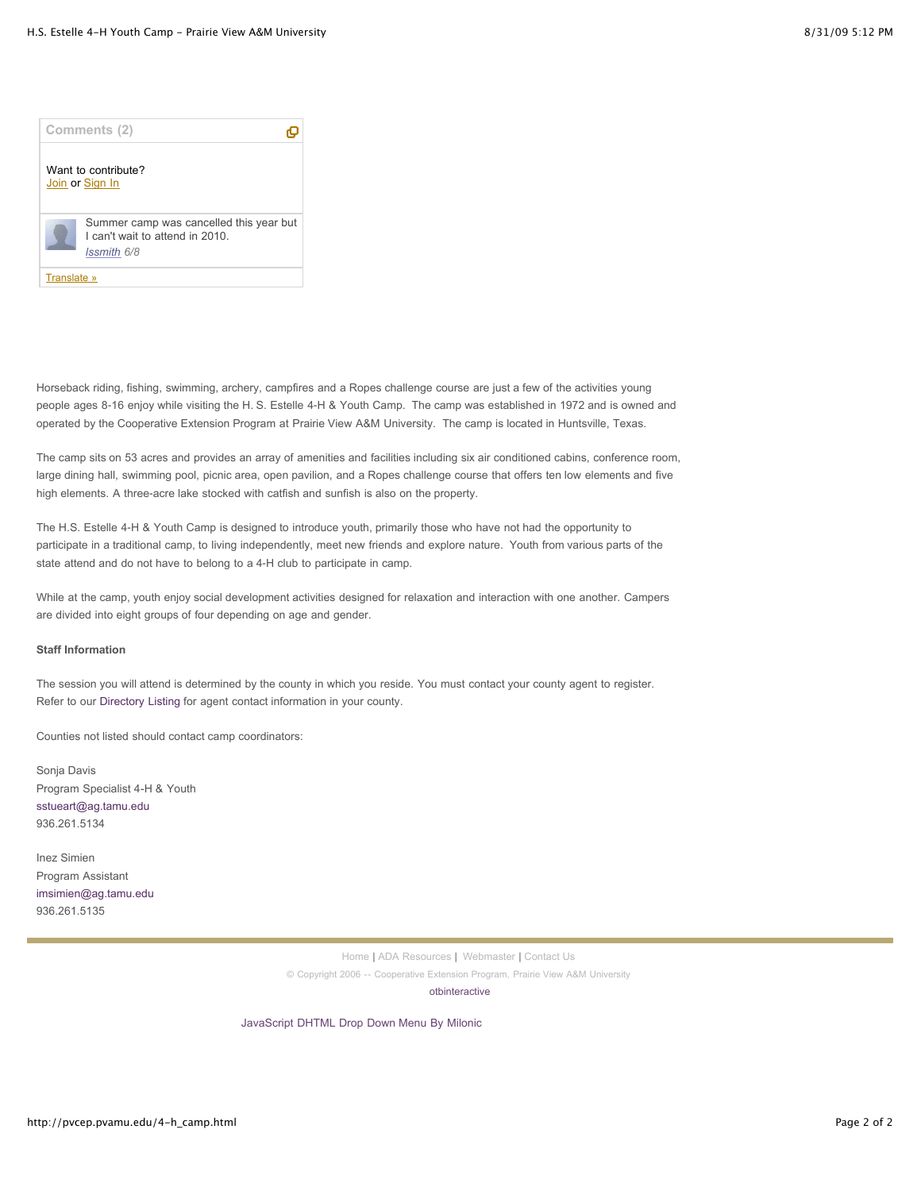**Comments (2)**

Want to contribute?
Join or Sign In

Summer camp was cancelled this year but I can't wait to attend in 2010.
*lssmith* *6/8*

Translate »

Horseback riding, fishing, swimming, archery, campfires and a Ropes challenge course are just a few of the activities young people ages 8-16 enjoy while visiting the H. S. Estelle 4-H & Youth Camp. The camp was established in 1972 and is owned and operated by the Cooperative Extension Program at Prairie View A&M University. The camp is located in Huntsville, Texas.

The camp sits on 53 acres and provides an array of amenities and facilities including six air conditioned cabins, conference room, large dining hall, swimming pool, picnic area, open pavilion, and a Ropes challenge course that offers ten low elements and five high elements. A three-acre lake stocked with catfish and sunfish is also on the property.

The H.S. Estelle 4-H & Youth Camp is designed to introduce youth, primarily those who have not had the opportunity to participate in a traditional camp, to living independently, meet new friends and explore nature. Youth from various parts of the state attend and do not have to belong to a 4-H club to participate in camp.

While at the camp, youth enjoy social development activities designed for relaxation and interaction with one another. Campers are divided into eight groups of four depending on age and gender.

**Staff Information**

The session you will attend is determined by the county in which you reside. You must contact your county agent to register. Refer to our Directory Listing for agent contact information in your county.

Counties not listed should contact camp coordinators:

Sonja Davis
Program Specialist 4-H & Youth
sstueart@ag.tamu.edu
936.261.5134

Inez Simien
Program Assistant
imsimien@ag.tamu.edu
936.261.5135

Home | ADA Resources | Webmaster | Contact Us

© Copyright 2006 -- Cooperative Extension Program, Prairie View A&M University

otbinteractive

JavaScript DHTML Drop Down Menu By Milonic